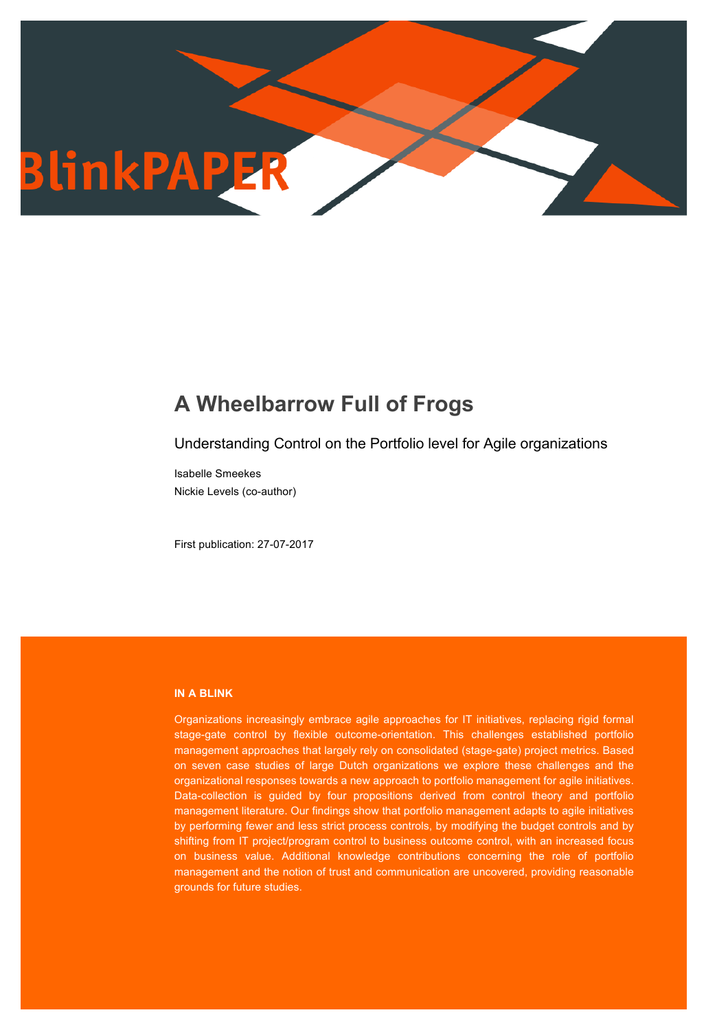# BlinkPAPER

# A Wheelbarrow Full of Frogs

## Understanding Control on the Portfolio level for Agile organizations

Isabelle Smeekes
Nickie Levels (co-author)

First publication: 27-07-2017

**IN A BLINK**

Organizations increasingly embrace agile approaches for IT initiatives, replacing rigid formal stage-gate control by flexible outcome-orientation. This challenges established portfolio management approaches that largely rely on consolidated (stage-gate) project metrics. Based on seven case studies of large Dutch organizations we explore these challenges and the organizational responses towards a new approach to portfolio management for agile initiatives. Data-collection is guided by four propositions derived from control theory and portfolio management literature. Our findings show that portfolio management adapts to agile initiatives by performing fewer and less strict process controls, by modifying the budget controls and by shifting from IT project/program control to business outcome control, with an increased focus on business value. Additional knowledge contributions concerning the role of portfolio management and the notion of trust and communication are uncovered, providing reasonable grounds for future studies.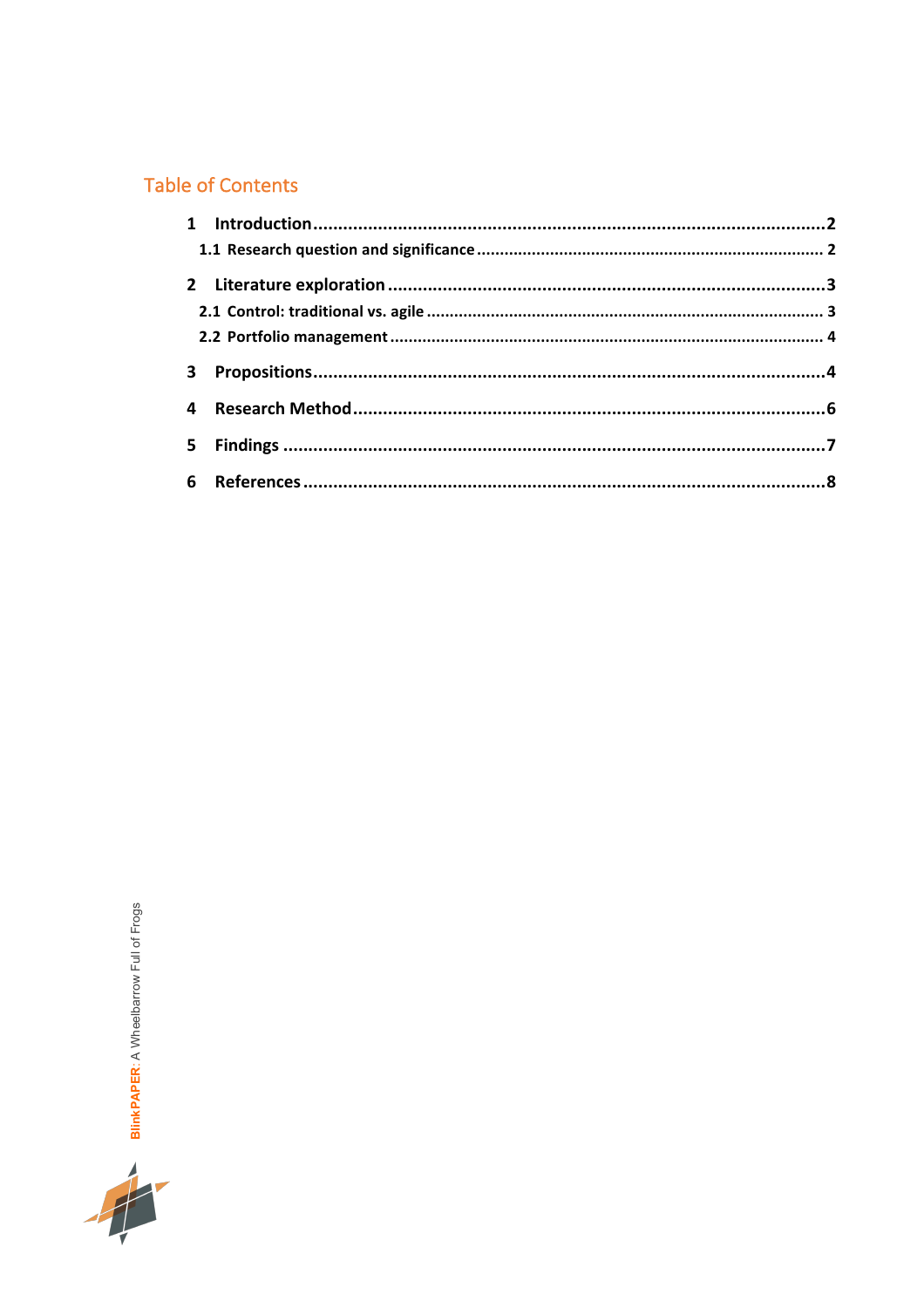# Table of Contents

1 Introduction ........................................................................................................2

1.1 Research question and significance .............................................................................. 2

2 Literature exploration .........................................................................................3

2.1 Control: traditional vs. agile ........................................................................................ 3

2.2 Portfolio management ................................................................................................ 4

3 Propositions...........................................................................................................4

4 Research Method ..................................................................................................6

5 Findings .................................................................................................................7

6 References ............................................................................................................8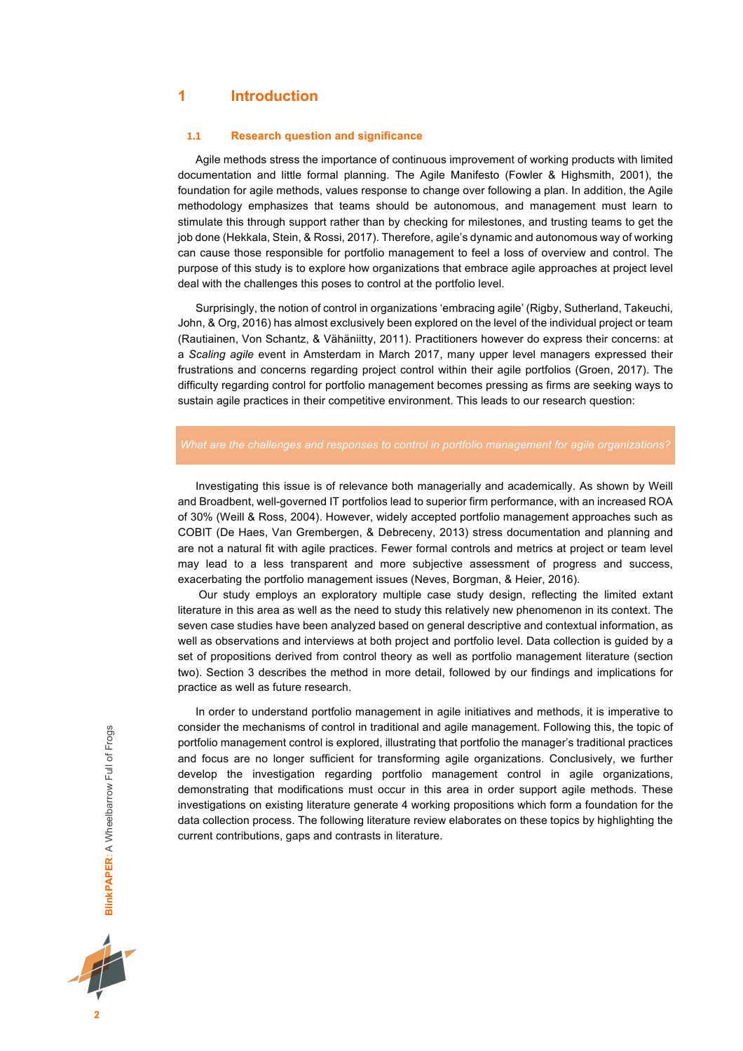# 1 Introduction

## 1.1 Research question and significance

Agile methods stress the importance of continuous improvement of working products with limited documentation and little formal planning. The Agile Manifesto (Fowler & Highsmith, 2001), the foundation for agile methods, values response to change over following a plan. In addition, the Agile methodology emphasizes that teams should be autonomous, and management must learn to stimulate this through support rather than by checking for milestones, and trusting teams to get the job done (Hekkala, Stein, & Rossi, 2017). Therefore, agile's dynamic and autonomous way of working can cause those responsible for portfolio management to feel a loss of overview and control. The purpose of this study is to explore how organizations that embrace agile approaches at project level deal with the challenges this poses to control at the portfolio level.

Surprisingly, the notion of control in organizations 'embracing agile' (Rigby, Sutherland, Takeuchi, John, & Org, 2016) has almost exclusively been explored on the level of the individual project or team (Rautiainen, Von Schantz, & Vähäniitty, 2011). Practitioners however do express their concerns: at a *Scaling agile* event in Amsterdam in March 2017, many upper level managers expressed their frustrations and concerns regarding project control within their agile portfolios (Groen, 2017). The difficulty regarding control for portfolio management becomes pressing as firms are seeking ways to sustain agile practices in their competitive environment. This leads to our research question:

*What are the challenges and responses to control in portfolio management for agile organizations?*

Investigating this issue is of relevance both managerially and academically. As shown by Weill and Broadbent, well-governed IT portfolios lead to superior firm performance, with an increased ROA of 30% (Weill & Ross, 2004). However, widely accepted portfolio management approaches such as COBIT (De Haes, Van Grembergen, & Debreceny, 2013) stress documentation and planning and are not a natural fit with agile practices. Fewer formal controls and metrics at project or team level may lead to a less transparent and more subjective assessment of progress and success, exacerbating the portfolio management issues (Neves, Borgman, & Heier, 2016).

Our study employs an exploratory multiple case study design, reflecting the limited extant literature in this area as well as the need to study this relatively new phenomenon in its context. The seven case studies have been analyzed based on general descriptive and contextual information, as well as observations and interviews at both project and portfolio level. Data collection is guided by a set of propositions derived from control theory as well as portfolio management literature (section two). Section 3 describes the method in more detail, followed by our findings and implications for practice as well as future research.

In order to understand portfolio management in agile initiatives and methods, it is imperative to consider the mechanisms of control in traditional and agile management. Following this, the topic of portfolio management control is explored, illustrating that portfolio the manager's traditional practices and focus are no longer sufficient for transforming agile organizations. Conclusively, we further develop the investigation regarding portfolio management control in agile organizations, demonstrating that modifications must occur in this area in order support agile methods. These investigations on existing literature generate 4 working propositions which form a foundation for the data collection process. The following literature review elaborates on these topics by highlighting the current contributions, gaps and contrasts in literature.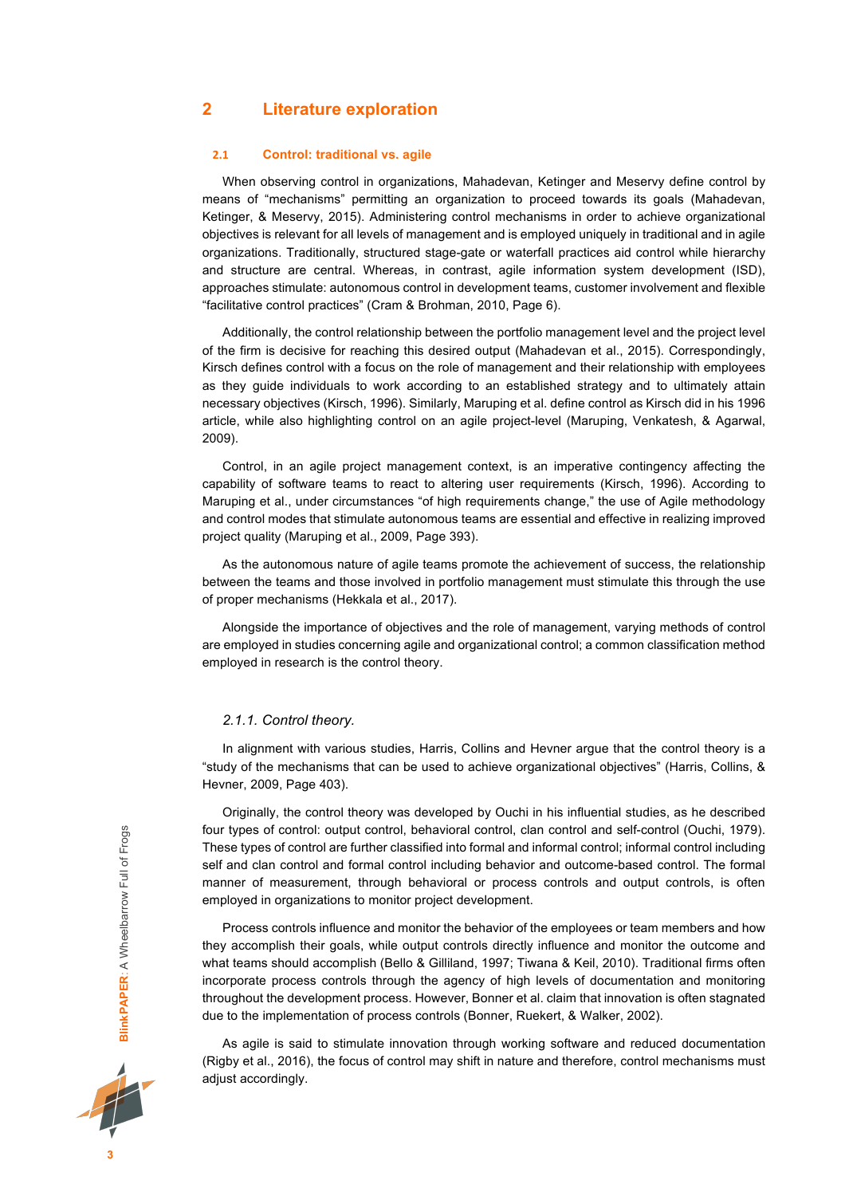# 2 Literature exploration

## 2.1 Control: traditional vs. agile

When observing control in organizations, Mahadevan, Ketinger and Meservy define control by means of "mechanisms" permitting an organization to proceed towards its goals (Mahadevan, Ketinger, & Meservy, 2015). Administering control mechanisms in order to achieve organizational objectives is relevant for all levels of management and is employed uniquely in traditional and in agile organizations. Traditionally, structured stage-gate or waterfall practices aid control while hierarchy and structure are central. Whereas, in contrast, agile information system development (ISD), approaches stimulate: autonomous control in development teams, customer involvement and flexible "facilitative control practices" (Cram & Brohman, 2010, Page 6).

Additionally, the control relationship between the portfolio management level and the project level of the firm is decisive for reaching this desired output (Mahadevan et al., 2015). Correspondingly, Kirsch defines control with a focus on the role of management and their relationship with employees as they guide individuals to work according to an established strategy and to ultimately attain necessary objectives (Kirsch, 1996). Similarly, Maruping et al. define control as Kirsch did in his 1996 article, while also highlighting control on an agile project-level (Maruping, Venkatesh, & Agarwal, 2009).

Control, in an agile project management context, is an imperative contingency affecting the capability of software teams to react to altering user requirements (Kirsch, 1996). According to Maruping et al., under circumstances "of high requirements change," the use of Agile methodology and control modes that stimulate autonomous teams are essential and effective in realizing improved project quality (Maruping et al., 2009, Page 393).

As the autonomous nature of agile teams promote the achievement of success, the relationship between the teams and those involved in portfolio management must stimulate this through the use of proper mechanisms (Hekkala et al., 2017).

Alongside the importance of objectives and the role of management, varying methods of control are employed in studies concerning agile and organizational control; a common classification method employed in research is the control theory.

### *2.1.1. Control theory.*

In alignment with various studies, Harris, Collins and Hevner argue that the control theory is a "study of the mechanisms that can be used to achieve organizational objectives" (Harris, Collins, & Hevner, 2009, Page 403).

Originally, the control theory was developed by Ouchi in his influential studies, as he described four types of control: output control, behavioral control, clan control and self-control (Ouchi, 1979). These types of control are further classified into formal and informal control; informal control including self and clan control and formal control including behavior and outcome-based control. The formal manner of measurement, through behavioral or process controls and output controls, is often employed in organizations to monitor project development.

Process controls influence and monitor the behavior of the employees or team members and how they accomplish their goals, while output controls directly influence and monitor the outcome and what teams should accomplish (Bello & Gilliland, 1997; Tiwana & Keil, 2010). Traditional firms often incorporate process controls through the agency of high levels of documentation and monitoring throughout the development process. However, Bonner et al. claim that innovation is often stagnated due to the implementation of process controls (Bonner, Ruekert, & Walker, 2002).

As agile is said to stimulate innovation through working software and reduced documentation (Rigby et al., 2016), the focus of control may shift in nature and therefore, control mechanisms must adjust accordingly.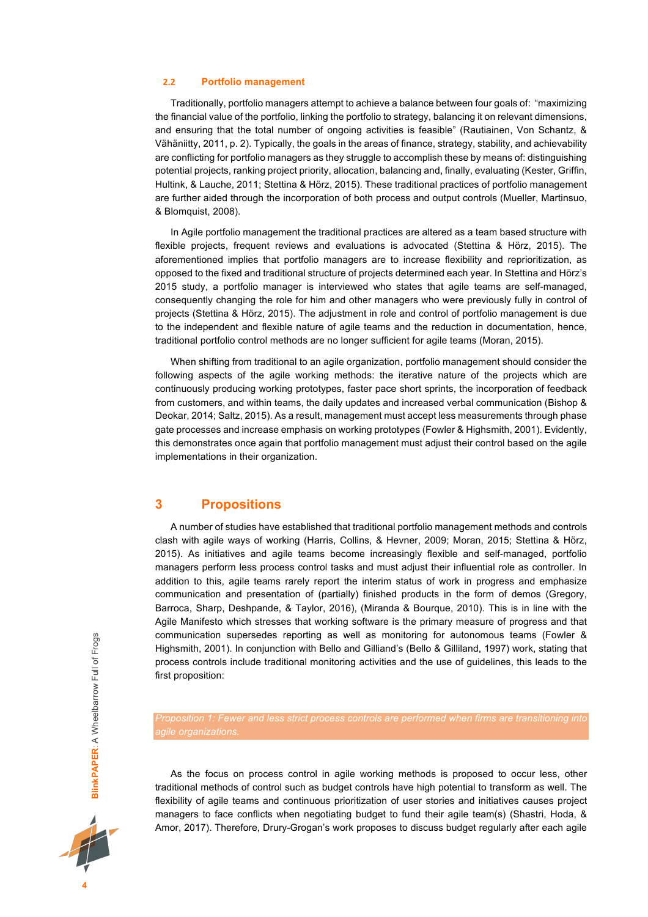### 2.2 Portfolio management

Traditionally, portfolio managers attempt to achieve a balance between four goals of: "maximizing the financial value of the portfolio, linking the portfolio to strategy, balancing it on relevant dimensions, and ensuring that the total number of ongoing activities is feasible" (Rautiainen, Von Schantz, & Vähäniitty, 2011, p. 2). Typically, the goals in the areas of finance, strategy, stability, and achievability are conflicting for portfolio managers as they struggle to accomplish these by means of: distinguishing potential projects, ranking project priority, allocation, balancing and, finally, evaluating (Kester, Griffin, Hultink, & Lauche, 2011; Stettina & Hörz, 2015). These traditional practices of portfolio management are further aided through the incorporation of both process and output controls (Mueller, Martinsuo, & Blomquist, 2008).

In Agile portfolio management the traditional practices are altered as a team based structure with flexible projects, frequent reviews and evaluations is advocated (Stettina & Hörz, 2015). The aforementioned implies that portfolio managers are to increase flexibility and reprioritization, as opposed to the fixed and traditional structure of projects determined each year. In Stettina and Hörz's 2015 study, a portfolio manager is interviewed who states that agile teams are self-managed, consequently changing the role for him and other managers who were previously fully in control of projects (Stettina & Hörz, 2015). The adjustment in role and control of portfolio management is due to the independent and flexible nature of agile teams and the reduction in documentation, hence, traditional portfolio control methods are no longer sufficient for agile teams (Moran, 2015).

When shifting from traditional to an agile organization, portfolio management should consider the following aspects of the agile working methods: the iterative nature of the projects which are continuously producing working prototypes, faster pace short sprints, the incorporation of feedback from customers, and within teams, the daily updates and increased verbal communication (Bishop & Deokar, 2014; Saltz, 2015). As a result, management must accept less measurements through phase gate processes and increase emphasis on working prototypes (Fowler & Highsmith, 2001). Evidently, this demonstrates once again that portfolio management must adjust their control based on the agile implementations in their organization.

## 3 Propositions

A number of studies have established that traditional portfolio management methods and controls clash with agile ways of working (Harris, Collins, & Hevner, 2009; Moran, 2015; Stettina & Hörz, 2015). As initiatives and agile teams become increasingly flexible and self-managed, portfolio managers perform less process control tasks and must adjust their influential role as controller. In addition to this, agile teams rarely report the interim status of work in progress and emphasize communication and presentation of (partially) finished products in the form of demos (Gregory, Barroca, Sharp, Deshpande, & Taylor, 2016), (Miranda & Bourque, 2010). This is in line with the Agile Manifesto which stresses that working software is the primary measure of progress and that communication supersedes reporting as well as monitoring for autonomous teams (Fowler & Highsmith, 2001). In conjunction with Bello and Gilliand's (Bello & Gilliland, 1997) work, stating that process controls include traditional monitoring activities and the use of guidelines, this leads to the first proposition:

*Proposition 1: Fewer and less strict process controls are performed when firms are transitioning into agile organizations.*

As the focus on process control in agile working methods is proposed to occur less, other traditional methods of control such as budget controls have high potential to transform as well. The flexibility of agile teams and continuous prioritization of user stories and initiatives causes project managers to face conflicts when negotiating budget to fund their agile team(s) (Shastri, Hoda, & Amor, 2017). Therefore, Drury-Grogan's work proposes to discuss budget regularly after each agile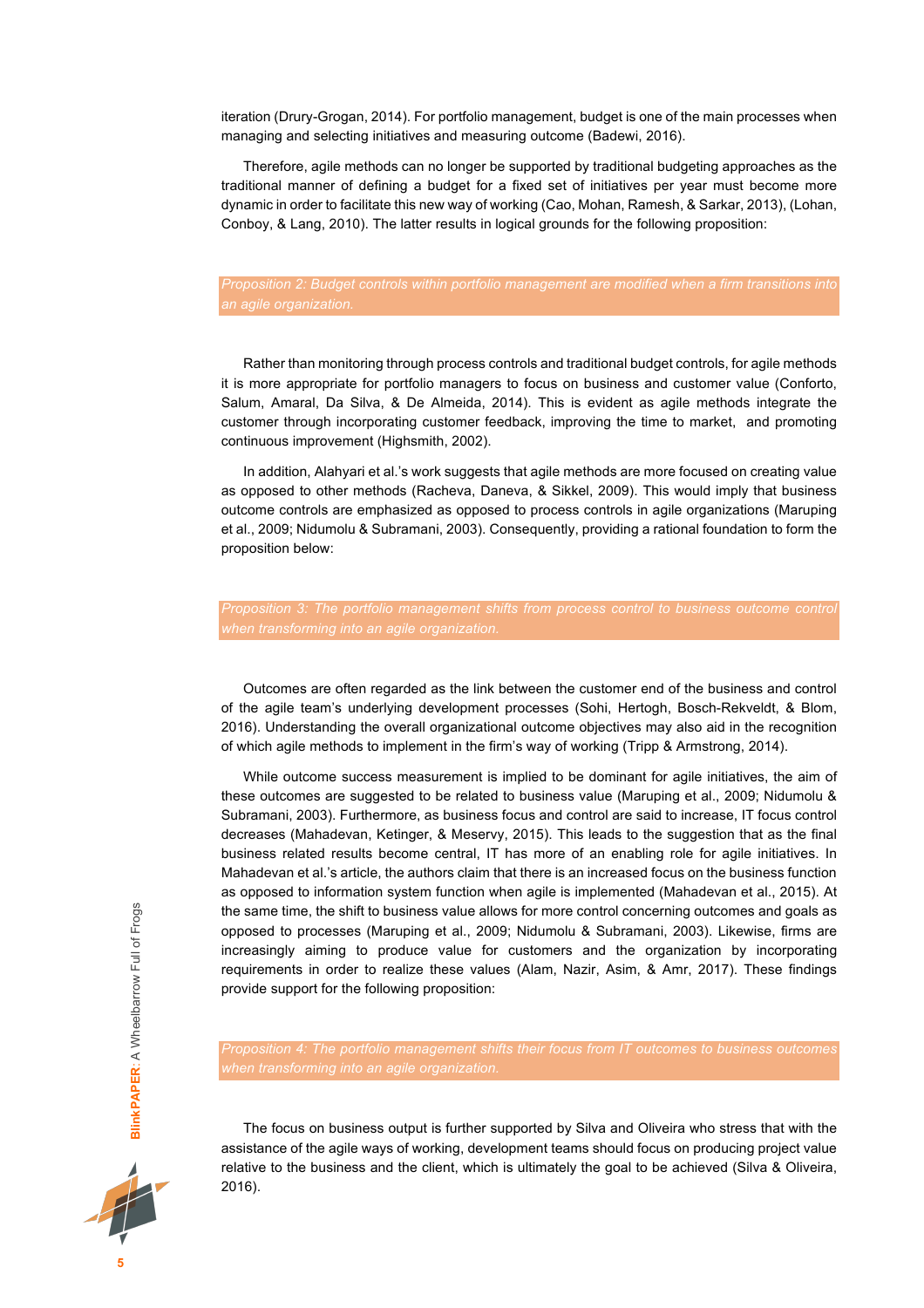iteration (Drury-Grogan, 2014). For portfolio management, budget is one of the main processes when managing and selecting initiatives and measuring outcome (Badewi, 2016).

Therefore, agile methods can no longer be supported by traditional budgeting approaches as the traditional manner of defining a budget for a fixed set of initiatives per year must become more dynamic in order to facilitate this new way of working (Cao, Mohan, Ramesh, & Sarkar, 2013), (Lohan, Conboy, & Lang, 2010). The latter results in logical grounds for the following proposition:

*Proposition 2: Budget controls within portfolio management are modified when a firm transitions into an agile organization.*

Rather than monitoring through process controls and traditional budget controls, for agile methods it is more appropriate for portfolio managers to focus on business and customer value (Conforto, Salum, Amaral, Da Silva, & De Almeida, 2014). This is evident as agile methods integrate the customer through incorporating customer feedback, improving the time to market, and promoting continuous improvement (Highsmith, 2002).

In addition, Alahyari et al.'s work suggests that agile methods are more focused on creating value as opposed to other methods (Racheva, Daneva, & Sikkel, 2009). This would imply that business outcome controls are emphasized as opposed to process controls in agile organizations (Maruping et al., 2009; Nidumolu & Subramani, 2003). Consequently, providing a rational foundation to form the proposition below:

*Proposition 3: The portfolio management shifts from process control to business outcome control when transforming into an agile organization.*

Outcomes are often regarded as the link between the customer end of the business and control of the agile team's underlying development processes (Sohi, Hertogh, Bosch-Rekveldt, & Blom, 2016). Understanding the overall organizational outcome objectives may also aid in the recognition of which agile methods to implement in the firm's way of working (Tripp & Armstrong, 2014).

While outcome success measurement is implied to be dominant for agile initiatives, the aim of these outcomes are suggested to be related to business value (Maruping et al., 2009; Nidumolu & Subramani, 2003). Furthermore, as business focus and control are said to increase, IT focus control decreases (Mahadevan, Ketinger, & Meservy, 2015). This leads to the suggestion that as the final business related results become central, IT has more of an enabling role for agile initiatives. In Mahadevan et al.'s article, the authors claim that there is an increased focus on the business function as opposed to information system function when agile is implemented (Mahadevan et al., 2015). At the same time, the shift to business value allows for more control concerning outcomes and goals as opposed to processes (Maruping et al., 2009; Nidumolu & Subramani, 2003). Likewise, firms are increasingly aiming to produce value for customers and the organization by incorporating requirements in order to realize these values (Alam, Nazir, Asim, & Amr, 2017). These findings provide support for the following proposition:

*Proposition 4: The portfolio management shifts their focus from IT outcomes to business outcomes when transforming into an agile organization.*

The focus on business output is further supported by Silva and Oliveira who stress that with the assistance of the agile ways of working, development teams should focus on producing project value relative to the business and the client, which is ultimately the goal to be achieved (Silva & Oliveira, 2016).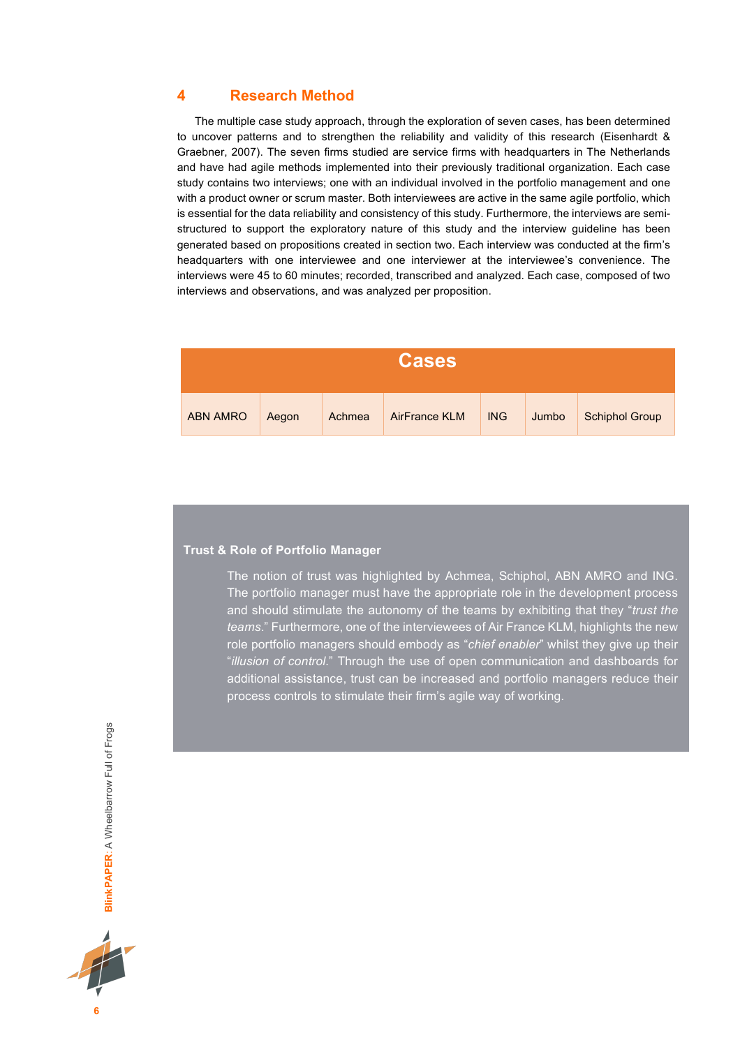## 4 Research Method

The multiple case study approach, through the exploration of seven cases, has been determined to uncover patterns and to strengthen the reliability and validity of this research (Eisenhardt & Graebner, 2007). The seven firms studied are service firms with headquarters in The Netherlands and have had agile methods implemented into their previously traditional organization. Each case study contains two interviews; one with an individual involved in the portfolio management and one with a product owner or scrum master. Both interviewees are active in the same agile portfolio, which is essential for the data reliability and consistency of this study. Furthermore, the interviews are semi-structured to support the exploratory nature of this study and the interview guideline has been generated based on propositions created in section two. Each interview was conducted at the firm's headquarters with one interviewee and one interviewer at the interviewee's convenience. The interviews were 45 to 60 minutes; recorded, transcribed and analyzed. Each case, composed of two interviews and observations, and was analyzed per proposition.

| Cases | | | | | | |
|---|---|---|---|---|---|---|
| ABN AMRO | Aegon | Achmea | AirFrance KLM | ING | Jumbo | Schiphol Group |

**Trust & Role of Portfolio Manager**

The notion of trust was highlighted by Achmea, Schiphol, ABN AMRO and ING. The portfolio manager must have the appropriate role in the development process and should stimulate the autonomy of the teams by exhibiting that they "*trust the teams*." Furthermore, one of the interviewees of Air France KLM, highlights the new role portfolio managers should embody as "*chief enabler*" whilst they give up their "*illusion of control*." Through the use of open communication and dashboards for additional assistance, trust can be increased and portfolio managers reduce their process controls to stimulate their firm's agile way of working.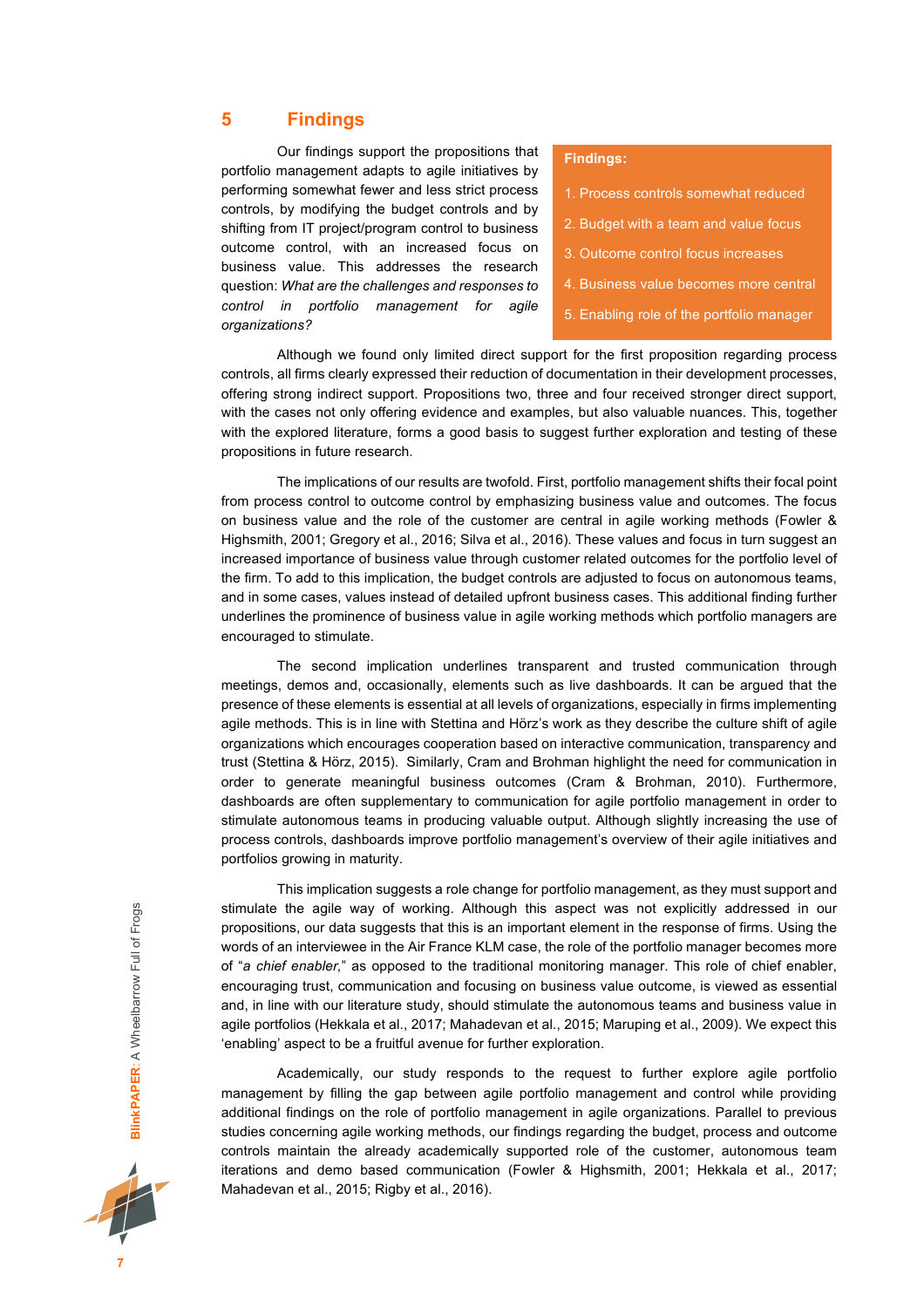## 5 Findings

Our findings support the propositions that portfolio management adapts to agile initiatives by performing somewhat fewer and less strict process controls, by modifying the budget controls and by shifting from IT project/program control to business outcome control, with an increased focus on business value. This addresses the research question: *What are the challenges and responses to control in portfolio management for agile organizations?*

**Findings:**

1. Process controls somewhat reduced
2. Budget with a team and value focus
3. Outcome control focus increases
4. Business value becomes more central
5. Enabling role of the portfolio manager

Although we found only limited direct support for the first proposition regarding process controls, all firms clearly expressed their reduction of documentation in their development processes, offering strong indirect support. Propositions two, three and four received stronger direct support, with the cases not only offering evidence and examples, but also valuable nuances. This, together with the explored literature, forms a good basis to suggest further exploration and testing of these propositions in future research.

The implications of our results are twofold. First, portfolio management shifts their focal point from process control to outcome control by emphasizing business value and outcomes. The focus on business value and the role of the customer are central in agile working methods (Fowler & Highsmith, 2001; Gregory et al., 2016; Silva et al., 2016). These values and focus in turn suggest an increased importance of business value through customer related outcomes for the portfolio level of the firm. To add to this implication, the budget controls are adjusted to focus on autonomous teams, and in some cases, values instead of detailed upfront business cases. This additional finding further underlines the prominence of business value in agile working methods which portfolio managers are encouraged to stimulate.

The second implication underlines transparent and trusted communication through meetings, demos and, occasionally, elements such as live dashboards. It can be argued that the presence of these elements is essential at all levels of organizations, especially in firms implementing agile methods. This is in line with Stettina and Hörz's work as they describe the culture shift of agile organizations which encourages cooperation based on interactive communication, transparency and trust (Stettina & Hörz, 2015). Similarly, Cram and Brohman highlight the need for communication in order to generate meaningful business outcomes (Cram & Brohman, 2010). Furthermore, dashboards are often supplementary to communication for agile portfolio management in order to stimulate autonomous teams in producing valuable output. Although slightly increasing the use of process controls, dashboards improve portfolio management's overview of their agile initiatives and portfolios growing in maturity.

This implication suggests a role change for portfolio management, as they must support and stimulate the agile way of working. Although this aspect was not explicitly addressed in our propositions, our data suggests that this is an important element in the response of firms. Using the words of an interviewee in the Air France KLM case, the role of the portfolio manager becomes more of "*a chief enabler,*" as opposed to the traditional monitoring manager. This role of chief enabler, encouraging trust, communication and focusing on business value outcome, is viewed as essential and, in line with our literature study, should stimulate the autonomous teams and business value in agile portfolios (Hekkala et al., 2017; Mahadevan et al., 2015; Maruping et al., 2009). We expect this 'enabling' aspect to be a fruitful avenue for further exploration.

Academically, our study responds to the request to further explore agile portfolio management by filling the gap between agile portfolio management and control while providing additional findings on the role of portfolio management in agile organizations. Parallel to previous studies concerning agile working methods, our findings regarding the budget, process and outcome controls maintain the already academically supported role of the customer, autonomous team iterations and demo based communication (Fowler & Highsmith, 2001; Hekkala et al., 2017; Mahadevan et al., 2015; Rigby et al., 2016).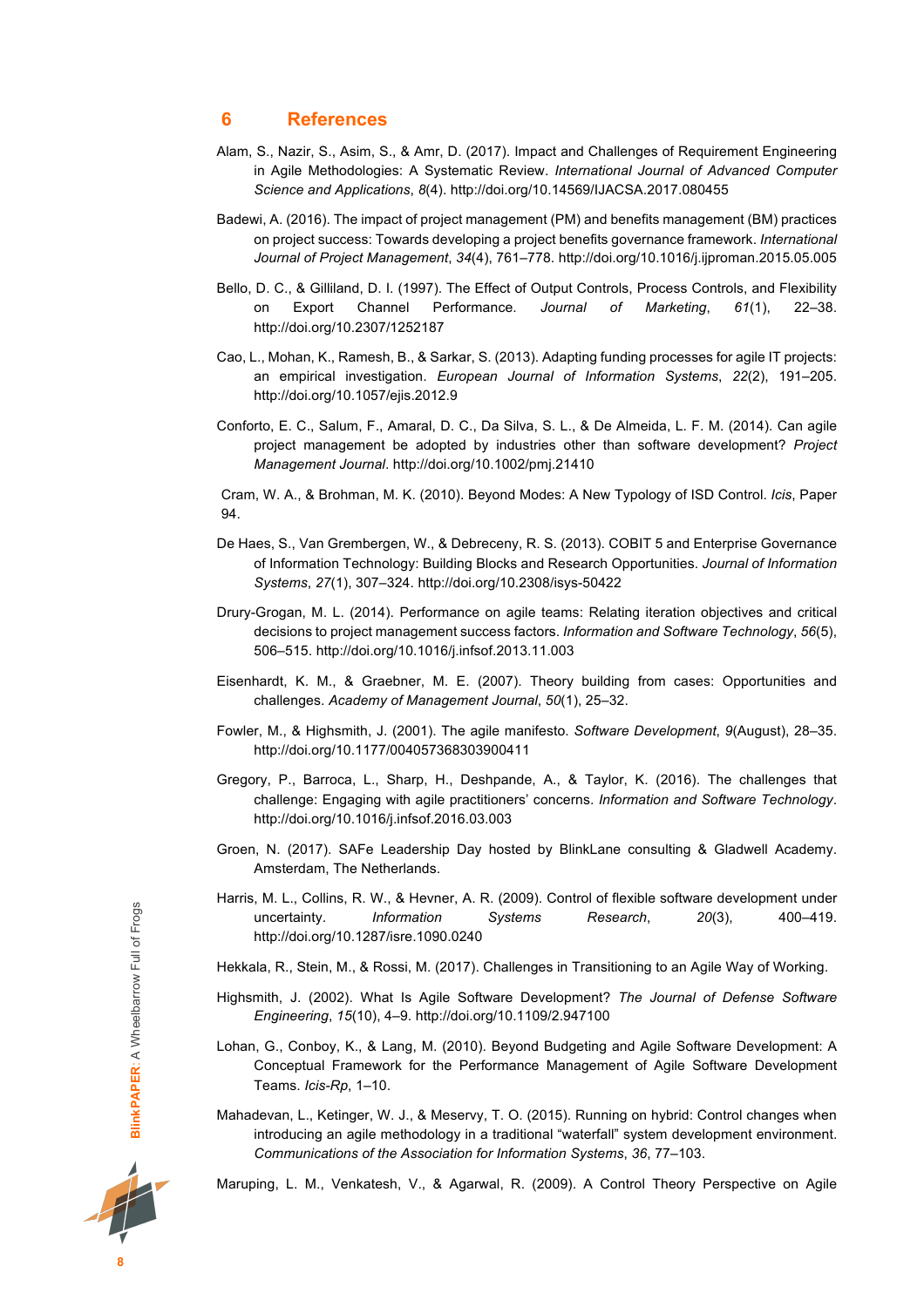## 6 References

Alam, S., Nazir, S., Asim, S., & Amr, D. (2017). Impact and Challenges of Requirement Engineering in Agile Methodologies: A Systematic Review. *International Journal of Advanced Computer Science and Applications*, *8*(4). http://doi.org/10.14569/IJACSA.2017.080455

Badewi, A. (2016). The impact of project management (PM) and benefits management (BM) practices on project success: Towards developing a project benefits governance framework. *International Journal of Project Management*, *34*(4), 761–778. http://doi.org/10.1016/j.ijproman.2015.05.005

Bello, D. C., & Gilliland, D. I. (1997). The Effect of Output Controls, Process Controls, and Flexibility on Export Channel Performance. *Journal of Marketing*, *61*(1), 22–38. http://doi.org/10.2307/1252187

Cao, L., Mohan, K., Ramesh, B., & Sarkar, S. (2013). Adapting funding processes for agile IT projects: an empirical investigation. *European Journal of Information Systems*, *22*(2), 191–205. http://doi.org/10.1057/ejis.2012.9

Conforto, E. C., Salum, F., Amaral, D. C., Da Silva, S. L., & De Almeida, L. F. M. (2014). Can agile project management be adopted by industries other than software development? *Project Management Journal*. http://doi.org/10.1002/pmj.21410

Cram, W. A., & Brohman, M. K. (2010). Beyond Modes: A New Typology of ISD Control. *Icis*, Paper 94.

De Haes, S., Van Grembergen, W., & Debreceny, R. S. (2013). COBIT 5 and Enterprise Governance of Information Technology: Building Blocks and Research Opportunities. *Journal of Information Systems*, *27*(1), 307–324. http://doi.org/10.2308/isys-50422

Drury-Grogan, M. L. (2014). Performance on agile teams: Relating iteration objectives and critical decisions to project management success factors. *Information and Software Technology*, *56*(5), 506–515. http://doi.org/10.1016/j.infsof.2013.11.003

Eisenhardt, K. M., & Graebner, M. E. (2007). Theory building from cases: Opportunities and challenges. *Academy of Management Journal*, *50*(1), 25–32.

Fowler, M., & Highsmith, J. (2001). The agile manifesto. *Software Development*, *9*(August), 28–35. http://doi.org/10.1177/004057368303900411

Gregory, P., Barroca, L., Sharp, H., Deshpande, A., & Taylor, K. (2016). The challenges that challenge: Engaging with agile practitioners' concerns. *Information and Software Technology*. http://doi.org/10.1016/j.infsof.2016.03.003

Groen, N. (2017). SAFe Leadership Day hosted by BlinkLane consulting & Gladwell Academy. Amsterdam, The Netherlands.

Harris, M. L., Collins, R. W., & Hevner, A. R. (2009). Control of flexible software development under uncertainty. *Information Systems Research*, *20*(3), 400–419. http://doi.org/10.1287/isre.1090.0240

Hekkala, R., Stein, M., & Rossi, M. (2017). Challenges in Transitioning to an Agile Way of Working.

Highsmith, J. (2002). What Is Agile Software Development? *The Journal of Defense Software Engineering*, *15*(10), 4–9. http://doi.org/10.1109/2.947100

Lohan, G., Conboy, K., & Lang, M. (2010). Beyond Budgeting and Agile Software Development: A Conceptual Framework for the Performance Management of Agile Software Development Teams. *Icis-Rp*, 1–10.

Mahadevan, L., Ketinger, W. J., & Meservy, T. O. (2015). Running on hybrid: Control changes when introducing an agile methodology in a traditional "waterfall" system development environment. *Communications of the Association for Information Systems*, *36*, 77–103.

Maruping, L. M., Venkatesh, V., & Agarwal, R. (2009). A Control Theory Perspective on Agile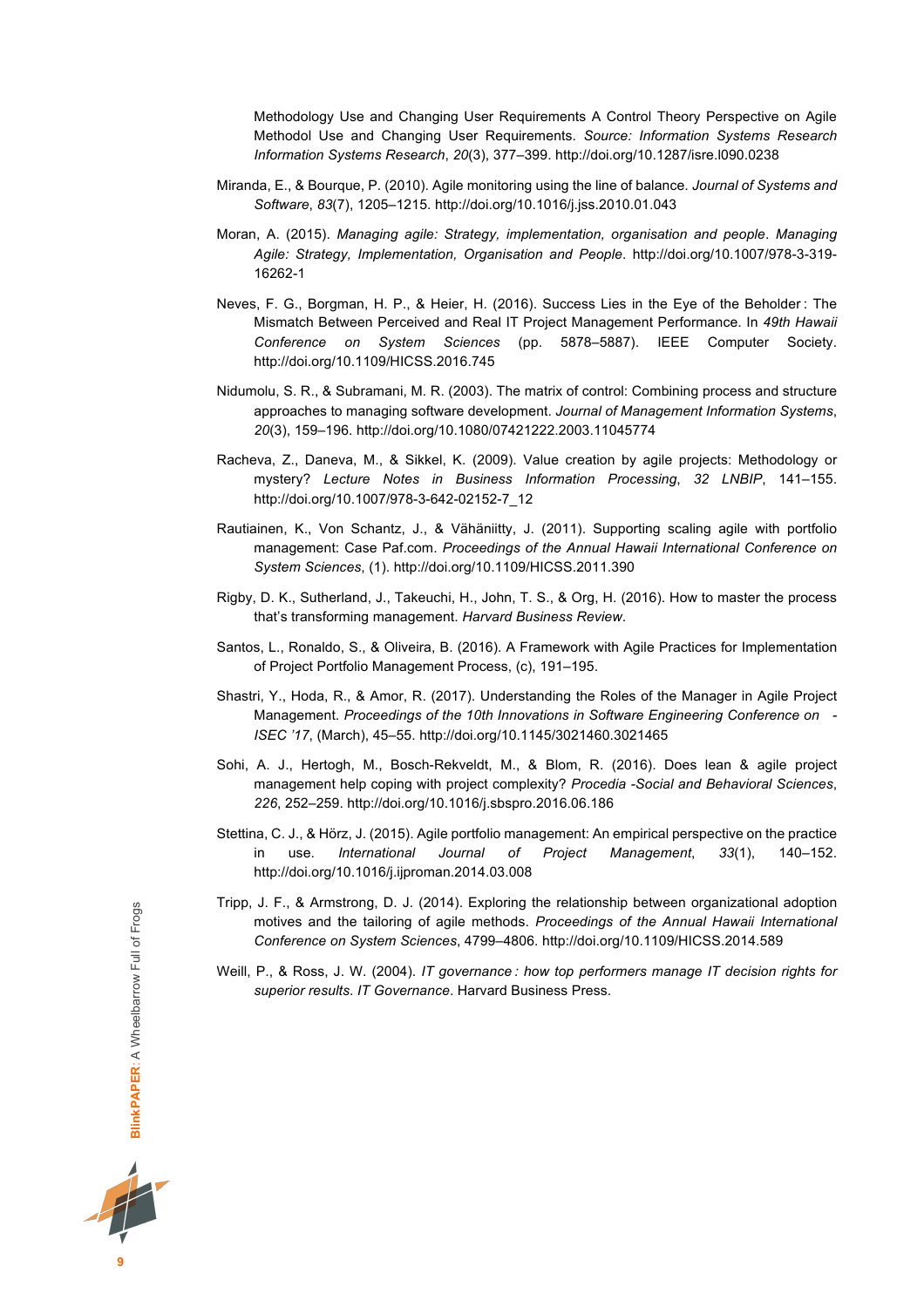Methodology Use and Changing User Requirements A Control Theory Perspective on Agile Methodol Use and Changing User Requirements. *Source: Information Systems Research Information Systems Research*, *20*(3), 377–399. http://doi.org/10.1287/isre.l090.0238

Miranda, E., & Bourque, P. (2010). Agile monitoring using the line of balance. *Journal of Systems and Software*, *83*(7), 1205–1215. http://doi.org/10.1016/j.jss.2010.01.043

Moran, A. (2015). *Managing agile: Strategy, implementation, organisation and people*. *Managing Agile: Strategy, Implementation, Organisation and People*. http://doi.org/10.1007/978-3-319-16262-1

Neves, F. G., Borgman, H. P., & Heier, H. (2016). Success Lies in the Eye of the Beholder : The Mismatch Between Perceived and Real IT Project Management Performance. In *49th Hawaii Conference on System Sciences* (pp. 5878–5887). IEEE Computer Society. http://doi.org/10.1109/HICSS.2016.745

Nidumolu, S. R., & Subramani, M. R. (2003). The matrix of control: Combining process and structure approaches to managing software development. *Journal of Management Information Systems*, *20*(3), 159–196. http://doi.org/10.1080/07421222.2003.11045774

Racheva, Z., Daneva, M., & Sikkel, K. (2009). Value creation by agile projects: Methodology or mystery? *Lecture Notes in Business Information Processing*, *32 LNBIP*, 141–155. http://doi.org/10.1007/978-3-642-02152-7_12

Rautiainen, K., Von Schantz, J., & Vähäniitty, J. (2011). Supporting scaling agile with portfolio management: Case Paf.com. *Proceedings of the Annual Hawaii International Conference on System Sciences*, (1). http://doi.org/10.1109/HICSS.2011.390

Rigby, D. K., Sutherland, J., Takeuchi, H., John, T. S., & Org, H. (2016). How to master the process that's transforming management. *Harvard Business Review*.

Santos, L., Ronaldo, S., & Oliveira, B. (2016). A Framework with Agile Practices for Implementation of Project Portfolio Management Process, (c), 191–195.

Shastri, Y., Hoda, R., & Amor, R. (2017). Understanding the Roles of the Manager in Agile Project Management. *Proceedings of the 10th Innovations in Software Engineering Conference on - ISEC '17*, (March), 45–55. http://doi.org/10.1145/3021460.3021465

Sohi, A. J., Hertogh, M., Bosch-Rekveldt, M., & Blom, R. (2016). Does lean & agile project management help coping with project complexity? *Procedia -Social and Behavioral Sciences*, *226*, 252–259. http://doi.org/10.1016/j.sbspro.2016.06.186

Stettina, C. J., & Hörz, J. (2015). Agile portfolio management: An empirical perspective on the practice in use. *International Journal of Project Management*, *33*(1), 140–152. http://doi.org/10.1016/j.ijproman.2014.03.008

Tripp, J. F., & Armstrong, D. J. (2014). Exploring the relationship between organizational adoption motives and the tailoring of agile methods. *Proceedings of the Annual Hawaii International Conference on System Sciences*, 4799–4806. http://doi.org/10.1109/HICSS.2014.589

Weill, P., & Ross, J. W. (2004). *IT governance : how top performers manage IT decision rights for superior results*. *IT Governance*. Harvard Business Press.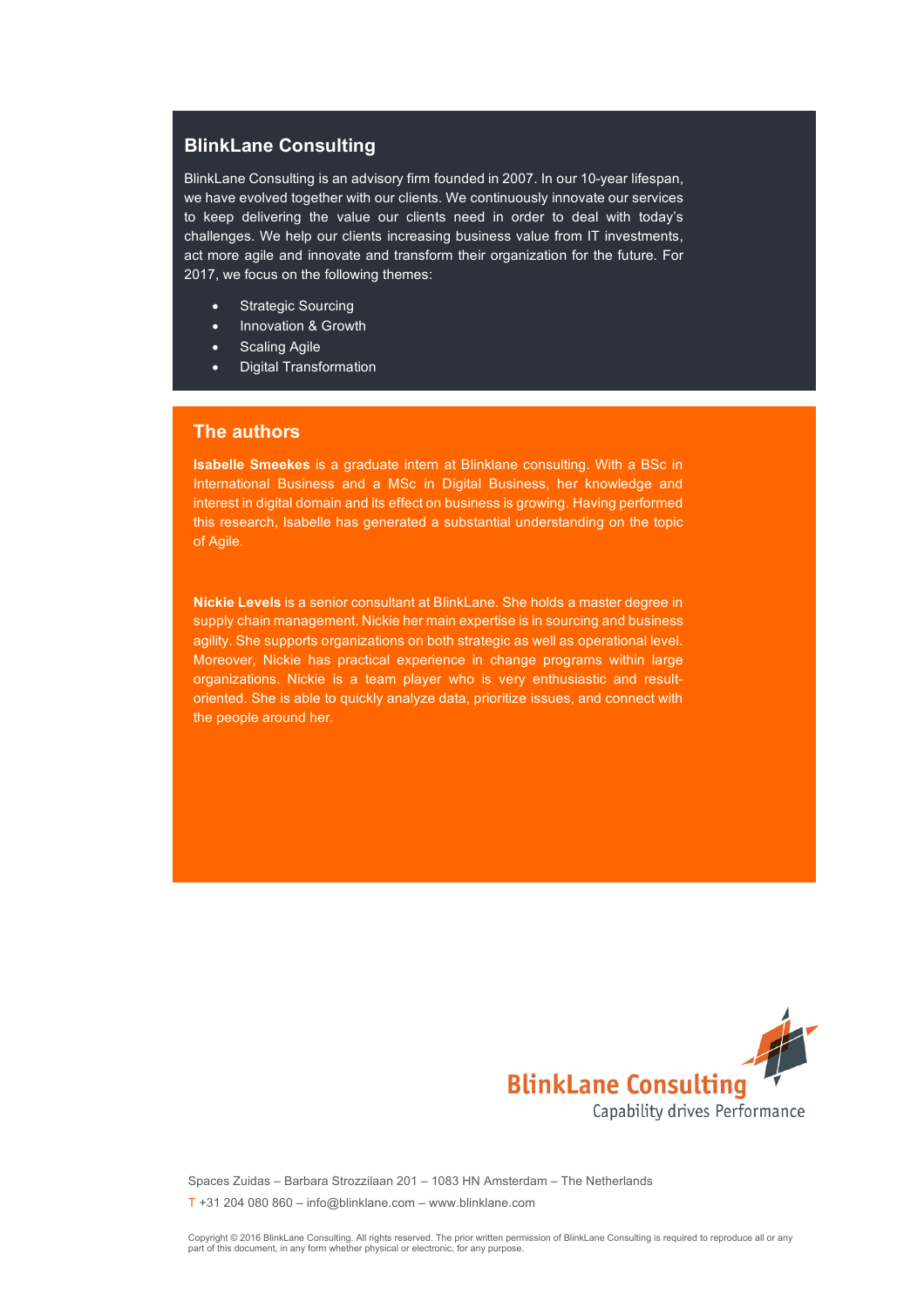## BlinkLane Consulting

BlinkLane Consulting is an advisory firm founded in 2007. In our 10-year lifespan, we have evolved together with our clients. We continuously innovate our services to keep delivering the value our clients need in order to deal with today's challenges. We help our clients increasing business value from IT investments, act more agile and innovate and transform their organization for the future. For 2017, we focus on the following themes:

- Strategic Sourcing
- Innovation & Growth
- Scaling Agile
- Digital Transformation

## The authors

**Isabelle Smeekes** is a graduate intern at Blinklane consulting. With a BSc in International Business and a MSc in Digital Business, her knowledge and interest in digital domain and its effect on business is growing. Having performed this research, Isabelle has generated a substantial understanding on the topic of Agile.

**Nickie Levels** is a senior consultant at BlinkLane. She holds a master degree in supply chain management. Nickie her main expertise is in sourcing and business agility. She supports organizations on both strategic as well as operational level. Moreover, Nickie has practical experience in change programs within large organizations. Nickie is a team player who is very enthusiastic and result-oriented. She is able to quickly analyze data, prioritize issues, and connect with the people around her.

BlinkLane Consulting
Capability drives Performance

Spaces Zuidas – Barbara Strozzilaan 201 – 1083 HN Amsterdam – The Netherlands

T +31 204 080 860 – info@blinklane.com – www.blinklane.com

Copyright © 2016 BlinkLane Consulting. All rights reserved. The prior written permission of BlinkLane Consulting is required to reproduce all or any part of this document, in any form whether physical or electronic, for any purpose.